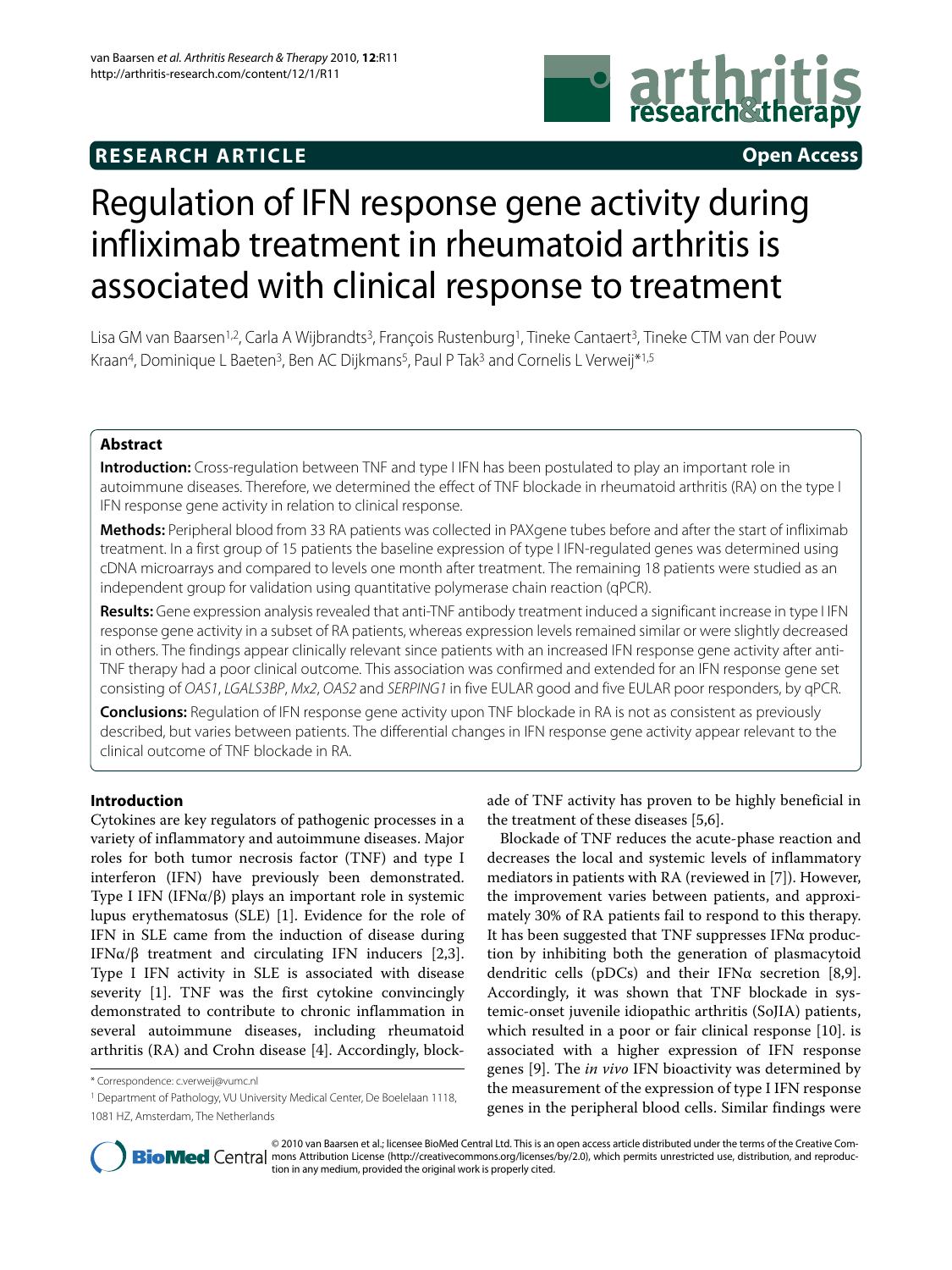RESEARCH ARTICLE

Open Access

# Regulation of IFN response gene activity during infliximab treatment in rheumatoid arthritis is associated with clinical response to treatment

Lisa GM van Baarsen[1,2], Carla A Wijbrandts[3], François Rustenburg[1], Tineke Cantaert[3], Tineke CTM van der Pouw Kraan[4], Dominique L Baeten[3], Ben AC Dijkmans[5], Paul P Tak[3] and Cornelis L Verweij*[1,5]

## Abstract

**Introduction:** Cross-regulation between TNF and type I IFN has been postulated to play an important role in autoimmune diseases. Therefore, we determined the effect of TNF blockade in rheumatoid arthritis (RA) on the type I IFN response gene activity in relation to clinical response.

**Methods:** Peripheral blood from 33 RA patients was collected in PAXgene tubes before and after the start of infliximab treatment. In a first group of 15 patients the baseline expression of type I IFN-regulated genes was determined using cDNA microarrays and compared to levels one month after treatment. The remaining 18 patients were studied as an independent group for validation using quantitative polymerase chain reaction (qPCR).

**Results:** Gene expression analysis revealed that anti-TNF antibody treatment induced a significant increase in type I IFN response gene activity in a subset of RA patients, whereas expression levels remained similar or were slightly decreased in others. The findings appear clinically relevant since patients with an increased IFN response gene activity after anti-TNF therapy had a poor clinical outcome. This association was confirmed and extended for an IFN response gene set consisting of *OAS1*, *LGALS3BP*, *Mx2*, *OAS2* and *SERPING1* in five EULAR good and five EULAR poor responders, by qPCR.

**Conclusions:** Regulation of IFN response gene activity upon TNF blockade in RA is not as consistent as previously described, but varies between patients. The differential changes in IFN response gene activity appear relevant to the clinical outcome of TNF blockade in RA.

## Introduction

Cytokines are key regulators of pathogenic processes in a variety of inflammatory and autoimmune diseases. Major roles for both tumor necrosis factor (TNF) and type I interferon (IFN) have previously been demonstrated. Type I IFN (IFNα/β) plays an important role in systemic lupus erythematosus (SLE) [1]. Evidence for the role of IFN in SLE came from the induction of disease during IFNα/β treatment and circulating IFN inducers [2,3]. Type I IFN activity in SLE is associated with disease severity [1]. TNF was the first cytokine convincingly demonstrated to contribute to chronic inflammation in several autoimmune diseases, including rheumatoid arthritis (RA) and Crohn disease [4]. Accordingly, blockade of TNF activity has proven to be highly beneficial in the treatment of these diseases [5,6].

Blockade of TNF reduces the acute-phase reaction and decreases the local and systemic levels of inflammatory mediators in patients with RA (reviewed in [7]). However, the improvement varies between patients, and approximately 30% of RA patients fail to respond to this therapy. It has been suggested that TNF suppresses IFNα production by inhibiting both the generation of plasmacytoid dendritic cells (pDCs) and their IFNα secretion [8,9]. Accordingly, it was shown that TNF blockade in systemic-onset juvenile idiopathic arthritis (SoJIA) patients, which resulted in a poor or fair clinical response [10]. is associated with a higher expression of IFN response genes [9]. The *in vivo* IFN bioactivity was determined by the measurement of the expression of type I IFN response genes in the peripheral blood cells. Similar findings were

\* Correspondence: c.verweij@vumc.nl

[1] Department of Pathology, VU University Medical Center, De Boelelaan 1118, 1081 HZ, Amsterdam, The Netherlands

© 2010 van Baarsen et al.; licensee BioMed Central Ltd. This is an open access article distributed under the terms of the Creative Commons Attribution License (http://creativecommons.org/licenses/by/2.0), which permits unrestricted use, distribution, and reproduction in any medium, provided the original work is properly cited.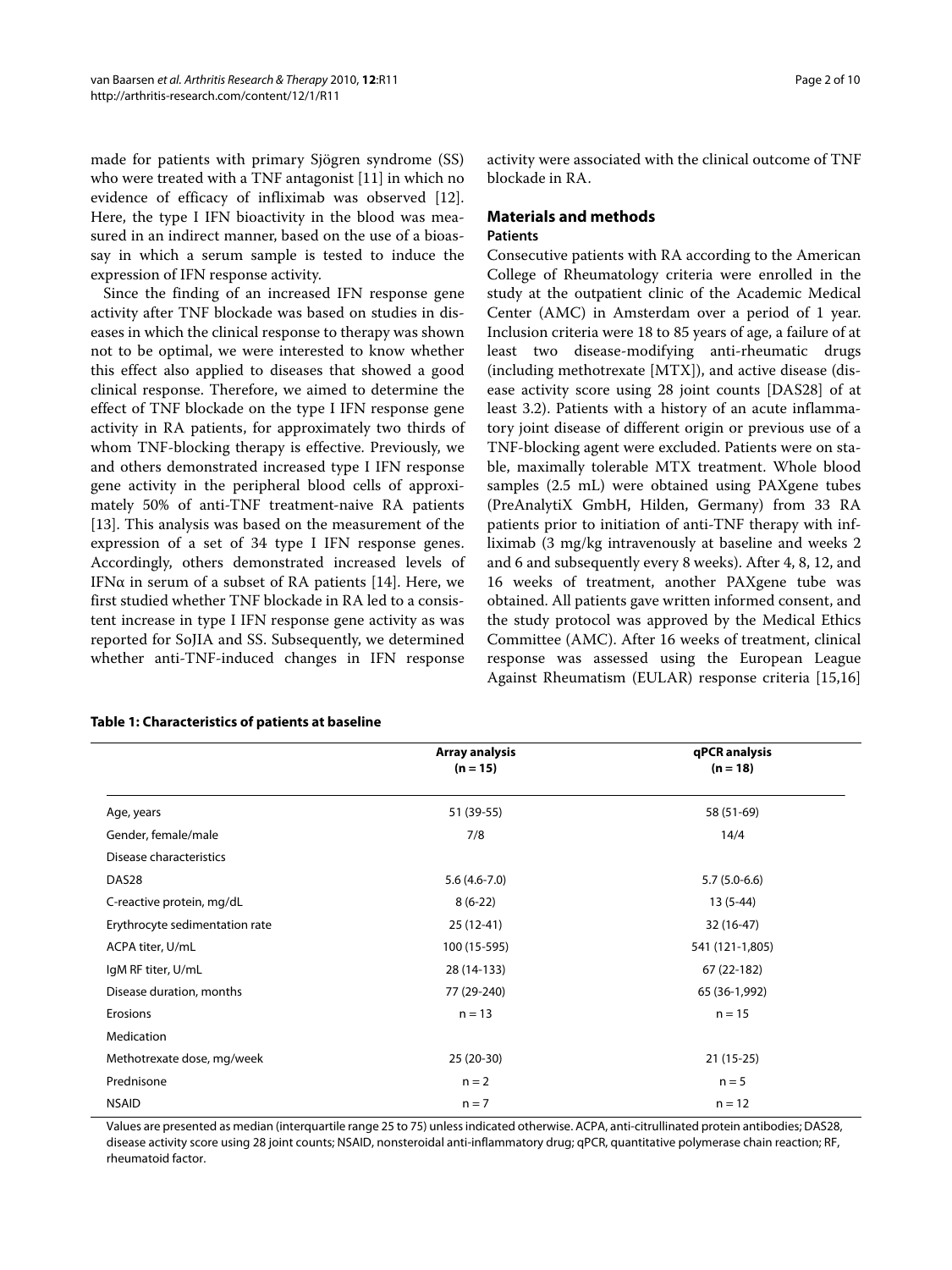made for patients with primary Sjögren syndrome (SS) who were treated with a TNF antagonist [11] in which no evidence of efficacy of infliximab was observed [12]. Here, the type I IFN bioactivity in the blood was measured in an indirect manner, based on the use of a bioassay in which a serum sample is tested to induce the expression of IFN response activity.

Since the finding of an increased IFN response gene activity after TNF blockade was based on studies in diseases in which the clinical response to therapy was shown not to be optimal, we were interested to know whether this effect also applied to diseases that showed a good clinical response. Therefore, we aimed to determine the effect of TNF blockade on the type I IFN response gene activity in RA patients, for approximately two thirds of whom TNF-blocking therapy is effective. Previously, we and others demonstrated increased type I IFN response gene activity in the peripheral blood cells of approximately 50% of anti-TNF treatment-naive RA patients [13]. This analysis was based on the measurement of the expression of a set of 34 type I IFN response genes. Accordingly, others demonstrated increased levels of IFNα in serum of a subset of RA patients [14]. Here, we first studied whether TNF blockade in RA led to a consistent increase in type I IFN response gene activity as was reported for SoJIA and SS. Subsequently, we determined whether anti-TNF-induced changes in IFN response activity were associated with the clinical outcome of TNF blockade in RA.

## Materials and methods

### Patients

Consecutive patients with RA according to the American College of Rheumatology criteria were enrolled in the study at the outpatient clinic of the Academic Medical Center (AMC) in Amsterdam over a period of 1 year. Inclusion criteria were 18 to 85 years of age, a failure of at least two disease-modifying anti-rheumatic drugs (including methotrexate [MTX]), and active disease (disease activity score using 28 joint counts [DAS28] of at least 3.2). Patients with a history of an acute inflammatory joint disease of different origin or previous use of a TNF-blocking agent were excluded. Patients were on stable, maximally tolerable MTX treatment. Whole blood samples (2.5 mL) were obtained using PAXgene tubes (PreAnalytiX GmbH, Hilden, Germany) from 33 RA patients prior to initiation of anti-TNF therapy with infliximab (3 mg/kg intravenously at baseline and weeks 2 and 6 and subsequently every 8 weeks). After 4, 8, 12, and 16 weeks of treatment, another PAXgene tube was obtained. All patients gave written informed consent, and the study protocol was approved by the Medical Ethics Committee (AMC). After 16 weeks of treatment, clinical response was assessed using the European League Against Rheumatism (EULAR) response criteria [15,16]

**Table 1: Characteristics of patients at baseline**

| | Array analysis (n = 15) | qPCR analysis (n = 18) |
|---|---|---|
| Age, years | 51 (39-55) | 58 (51-69) |
| Gender, female/male | 7/8 | 14/4 |
| Disease characteristics | | |
| DAS28 | 5.6 (4.6-7.0) | 5.7 (5.0-6.6) |
| C-reactive protein, mg/dL | 8 (6-22) | 13 (5-44) |
| Erythrocyte sedimentation rate | 25 (12-41) | 32 (16-47) |
| ACPA titer, U/mL | 100 (15-595) | 541 (121-1,805) |
| IgM RF titer, U/mL | 28 (14-133) | 67 (22-182) |
| Disease duration, months | 77 (29-240) | 65 (36-1,992) |
| Erosions | n = 13 | n = 15 |
| Medication | | |
| Methotrexate dose, mg/week | 25 (20-30) | 21 (15-25) |
| Prednisone | n = 2 | n = 5 |
| NSAID | n = 7 | n = 12 |

Values are presented as median (interquartile range 25 to 75) unless indicated otherwise. ACPA, anti-citrullinated protein antibodies; DAS28, disease activity score using 28 joint counts; NSAID, nonsteroidal anti-inflammatory drug; qPCR, quantitative polymerase chain reaction; RF, rheumatoid factor.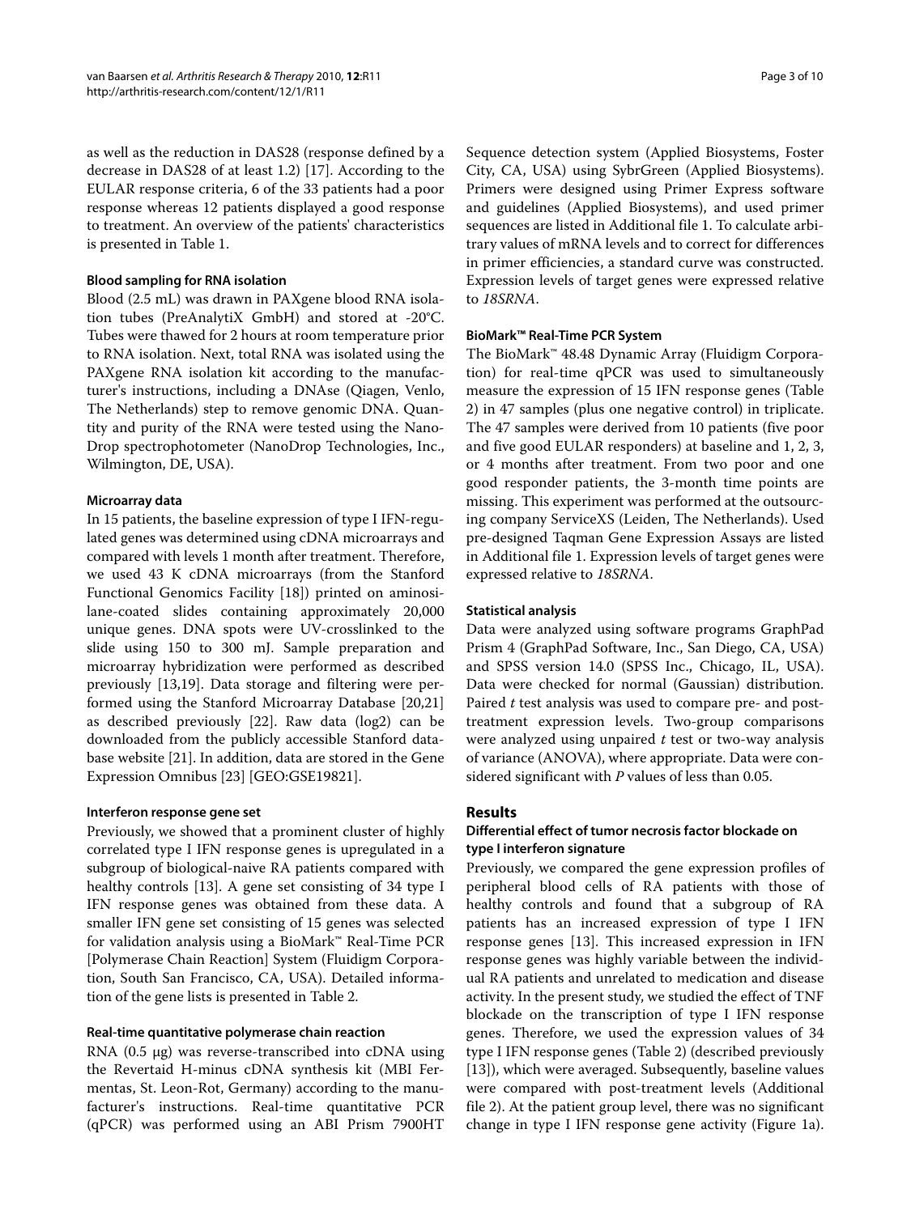as well as the reduction in DAS28 (response defined by a decrease in DAS28 of at least 1.2) [17]. According to the EULAR response criteria, 6 of the 33 patients had a poor response whereas 12 patients displayed a good response to treatment. An overview of the patients' characteristics is presented in Table 1.

### Blood sampling for RNA isolation

Blood (2.5 mL) was drawn in PAXgene blood RNA isolation tubes (PreAnalytiX GmbH) and stored at -20°C. Tubes were thawed for 2 hours at room temperature prior to RNA isolation. Next, total RNA was isolated using the PAXgene RNA isolation kit according to the manufacturer's instructions, including a DNAse (Qiagen, Venlo, The Netherlands) step to remove genomic DNA. Quantity and purity of the RNA were tested using the NanoDrop spectrophotometer (NanoDrop Technologies, Inc., Wilmington, DE, USA).

### Microarray data

In 15 patients, the baseline expression of type I IFN-regulated genes was determined using cDNA microarrays and compared with levels 1 month after treatment. Therefore, we used 43 K cDNA microarrays (from the Stanford Functional Genomics Facility [18]) printed on aminosilane-coated slides containing approximately 20,000 unique genes. DNA spots were UV-crosslinked to the slide using 150 to 300 mJ. Sample preparation and microarray hybridization were performed as described previously [13,19]. Data storage and filtering were performed using the Stanford Microarray Database [20,21] as described previously [22]. Raw data (log2) can be downloaded from the publicly accessible Stanford database website [21]. In addition, data are stored in the Gene Expression Omnibus [23] [GEO:GSE19821].

### Interferon response gene set

Previously, we showed that a prominent cluster of highly correlated type I IFN response genes is upregulated in a subgroup of biological-naive RA patients compared with healthy controls [13]. A gene set consisting of 34 type I IFN response genes was obtained from these data. A smaller IFN gene set consisting of 15 genes was selected for validation analysis using a BioMark™ Real-Time PCR [Polymerase Chain Reaction] System (Fluidigm Corporation, South San Francisco, CA, USA). Detailed information of the gene lists is presented in Table 2.

### Real-time quantitative polymerase chain reaction

RNA (0.5 μg) was reverse-transcribed into cDNA using the Revertaid H-minus cDNA synthesis kit (MBI Fermentas, St. Leon-Rot, Germany) according to the manufacturer's instructions. Real-time quantitative PCR (qPCR) was performed using an ABI Prism 7900HT Sequence detection system (Applied Biosystems, Foster City, CA, USA) using SybrGreen (Applied Biosystems). Primers were designed using Primer Express software and guidelines (Applied Biosystems), and used primer sequences are listed in Additional file 1. To calculate arbitrary values of mRNA levels and to correct for differences in primer efficiencies, a standard curve was constructed. Expression levels of target genes were expressed relative to *18SRNA*.

### BioMark™ Real-Time PCR System

The BioMark™ 48.48 Dynamic Array (Fluidigm Corporation) for real-time qPCR was used to simultaneously measure the expression of 15 IFN response genes (Table 2) in 47 samples (plus one negative control) in triplicate. The 47 samples were derived from 10 patients (five poor and five good EULAR responders) at baseline and 1, 2, 3, or 4 months after treatment. From two poor and one good responder patients, the 3-month time points are missing. This experiment was performed at the outsourcing company ServiceXS (Leiden, The Netherlands). Used pre-designed Taqman Gene Expression Assays are listed in Additional file 1. Expression levels of target genes were expressed relative to *18SRNA*.

### Statistical analysis

Data were analyzed using software programs GraphPad Prism 4 (GraphPad Software, Inc., San Diego, CA, USA) and SPSS version 14.0 (SPSS Inc., Chicago, IL, USA). Data were checked for normal (Gaussian) distribution. Paired *t* test analysis was used to compare pre- and post-treatment expression levels. Two-group comparisons were analyzed using unpaired *t* test or two-way analysis of variance (ANOVA), where appropriate. Data were considered significant with *P* values of less than 0.05.

## Results

### Differential effect of tumor necrosis factor blockade on type I interferon signature

Previously, we compared the gene expression profiles of peripheral blood cells of RA patients with those of healthy controls and found that a subgroup of RA patients has an increased expression of type I IFN response genes [13]. This increased expression in IFN response genes was highly variable between the individual RA patients and unrelated to medication and disease activity. In the present study, we studied the effect of TNF blockade on the transcription of type I IFN response genes. Therefore, we used the expression values of 34 type I IFN response genes (Table 2) (described previously [13]), which were averaged. Subsequently, baseline values were compared with post-treatment levels (Additional file 2). At the patient group level, there was no significant change in type I IFN response gene activity (Figure 1a).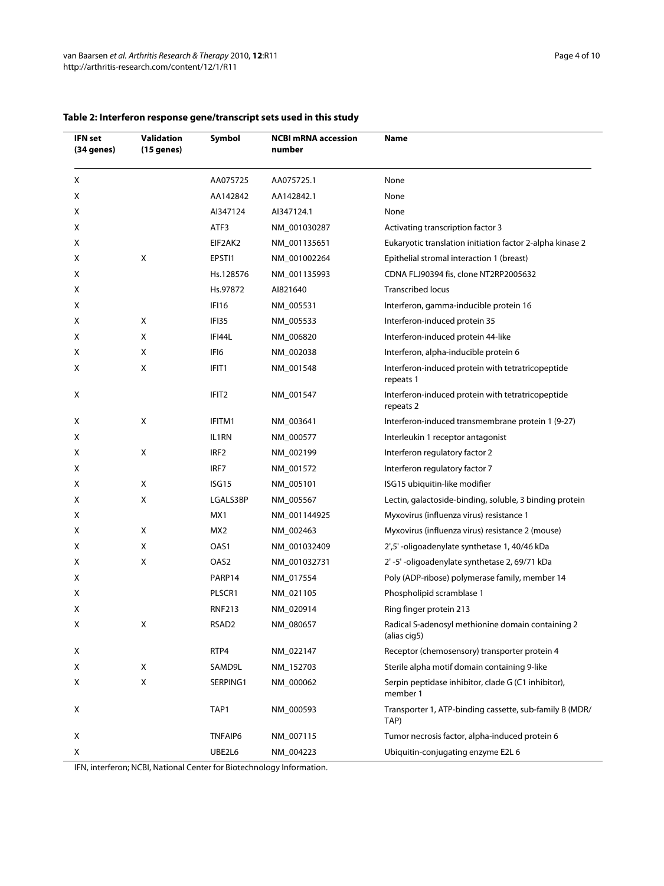**Table 2: Interferon response gene/transcript sets used in this study**

| IFN set (34 genes) | Validation (15 genes) | Symbol | NCBI mRNA accession number | Name |
|---|---|---|---|---|
| X | | AA075725 | AA075725.1 | None |
| X | | AA142842 | AA142842.1 | None |
| X | | AI347124 | AI347124.1 | None |
| X | | ATF3 | NM_001030287 | Activating transcription factor 3 |
| X | | EIF2AK2 | NM_001135651 | Eukaryotic translation initiation factor 2-alpha kinase 2 |
| X | X | EPSTI1 | NM_001002264 | Epithelial stromal interaction 1 (breast) |
| X | | Hs.128576 | NM_001135993 | CDNA FLJ90394 fis, clone NT2RP2005632 |
| X | | Hs.97872 | AI821640 | Transcribed locus |
| X | | IFI16 | NM_005531 | Interferon, gamma-inducible protein 16 |
| X | X | IFI35 | NM_005533 | Interferon-induced protein 35 |
| X | X | IFI44L | NM_006820 | Interferon-induced protein 44-like |
| X | X | IFI6 | NM_002038 | Interferon, alpha-inducible protein 6 |
| X | X | IFIT1 | NM_001548 | Interferon-induced protein with tetratricopeptide repeats 1 |
| X | | IFIT2 | NM_001547 | Interferon-induced protein with tetratricopeptide repeats 2 |
| X | X | IFITM1 | NM_003641 | Interferon-induced transmembrane protein 1 (9-27) |
| X | | IL1RN | NM_000577 | Interleukin 1 receptor antagonist |
| X | X | IRF2 | NM_002199 | Interferon regulatory factor 2 |
| X | | IRF7 | NM_001572 | Interferon regulatory factor 7 |
| X | X | ISG15 | NM_005101 | ISG15 ubiquitin-like modifier |
| X | X | LGALS3BP | NM_005567 | Lectin, galactoside-binding, soluble, 3 binding protein |
| X | | MX1 | NM_001144925 | Myxovirus (influenza virus) resistance 1 |
| X | X | MX2 | NM_002463 | Myxovirus (influenza virus) resistance 2 (mouse) |
| X | X | OAS1 | NM_001032409 | 2',5' -oligoadenylate synthetase 1, 40/46 kDa |
| X | X | OAS2 | NM_001032731 | 2' -5' -oligoadenylate synthetase 2, 69/71 kDa |
| X | | PARP14 | NM_017554 | Poly (ADP-ribose) polymerase family, member 14 |
| X | | PLSCR1 | NM_021105 | Phospholipid scramblase 1 |
| X | | RNF213 | NM_020914 | Ring finger protein 213 |
| X | X | RSAD2 | NM_080657 | Radical S-adenosyl methionine domain containing 2 (alias cig5) |
| X | | RTP4 | NM_022147 | Receptor (chemosensory) transporter protein 4 |
| X | X | SAMD9L | NM_152703 | Sterile alpha motif domain containing 9-like |
| X | X | SERPING1 | NM_000062 | Serpin peptidase inhibitor, clade G (C1 inhibitor), member 1 |
| X | | TAP1 | NM_000593 | Transporter 1, ATP-binding cassette, sub-family B (MDR/TAP) |
| X | | TNFAIP6 | NM_007115 | Tumor necrosis factor, alpha-induced protein 6 |
| X | | UBE2L6 | NM_004223 | Ubiquitin-conjugating enzyme E2L 6 |

IFN, interferon; NCBI, National Center for Biotechnology Information.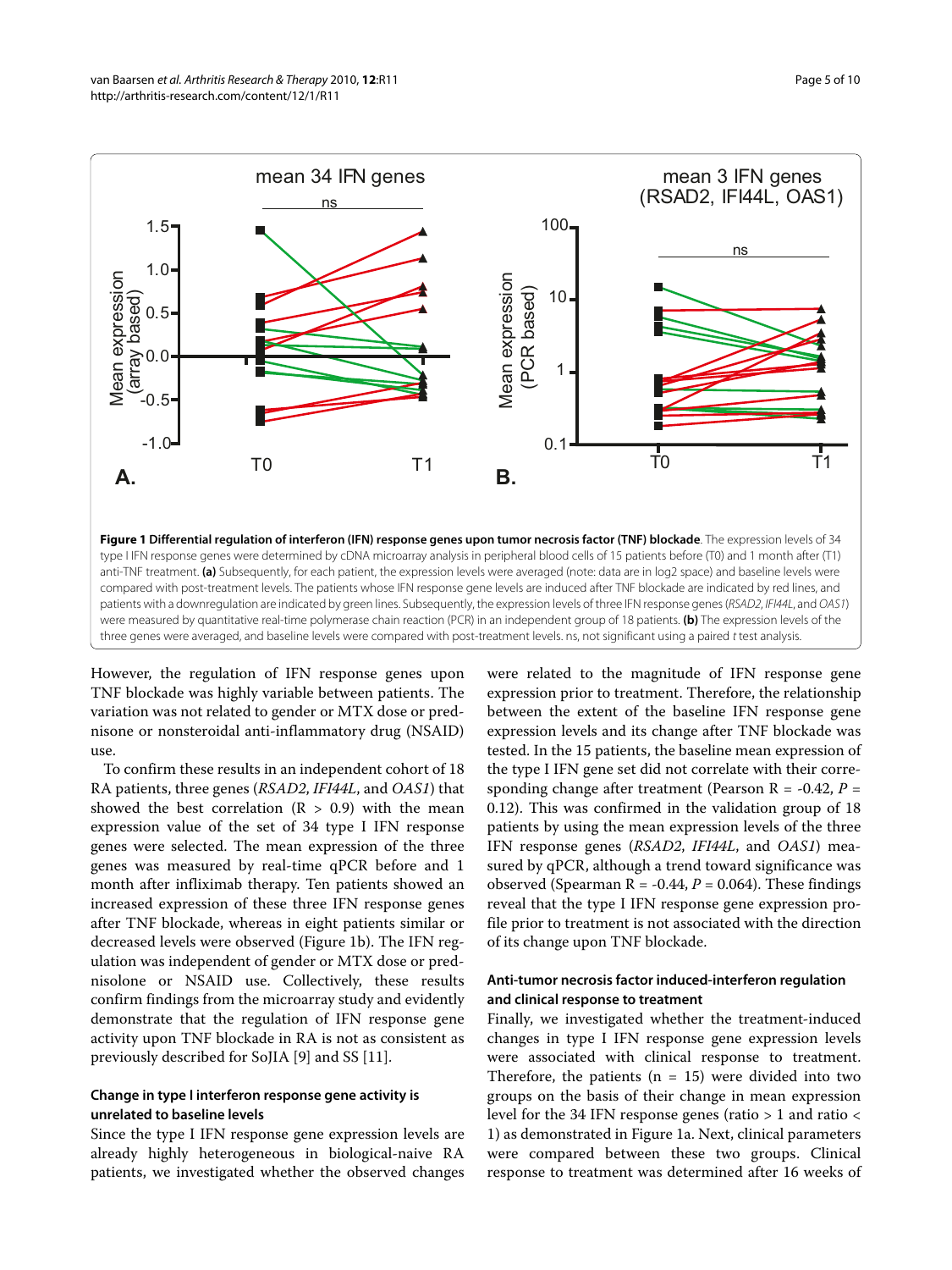**Figure 1 Differential regulation of interferon (IFN) response genes upon tumor necrosis factor (TNF) blockade**. The expression levels of 34 type I IFN response genes were determined by cDNA microarray analysis in peripheral blood cells of 15 patients before (T0) and 1 month after (T1) anti-TNF treatment. **(a)** Subsequently, for each patient, the expression levels were averaged (note: data are in log2 space) and baseline levels were compared with post-treatment levels. The patients whose IFN response gene levels are induced after TNF blockade are indicated by red lines, and patients with a downregulation are indicated by green lines. Subsequently, the expression levels of three IFN response genes (*RSAD2*, *IFI44L*, and *OAS1*) were measured by quantitative real-time polymerase chain reaction (PCR) in an independent group of 18 patients. **(b)** The expression levels of the three genes were averaged, and baseline levels were compared with post-treatment levels. ns, not significant using a paired *t* test analysis.

However, the regulation of IFN response genes upon TNF blockade was highly variable between patients. The variation was not related to gender or MTX dose or prednisone or nonsteroidal anti-inflammatory drug (NSAID) use.

To confirm these results in an independent cohort of 18 RA patients, three genes (*RSAD2*, *IFI44L*, and *OAS1*) that showed the best correlation ($R > 0.9$) with the mean expression value of the set of 34 type I IFN response genes were selected. The mean expression of the three genes was measured by real-time qPCR before and 1 month after infliximab therapy. Ten patients showed an increased expression of these three IFN response genes after TNF blockade, whereas in eight patients similar or decreased levels were observed (Figure 1b). The IFN regulation was independent of gender or MTX dose or prednisolone or NSAID use. Collectively, these results confirm findings from the microarray study and evidently demonstrate that the regulation of IFN response gene activity upon TNF blockade in RA is not as consistent as previously described for SoJIA [9] and SS [11].

### Change in type I interferon response gene activity is unrelated to baseline levels

Since the type I IFN response gene expression levels are already highly heterogeneous in biological-naive RA patients, we investigated whether the observed changes were related to the magnitude of IFN response gene expression prior to treatment. Therefore, the relationship between the extent of the baseline IFN response gene expression levels and its change after TNF blockade was tested. In the 15 patients, the baseline mean expression of the type I IFN gene set did not correlate with their corresponding change after treatment (Pearson $R = -0.42$, $P = 0.12$). This was confirmed in the validation group of 18 patients by using the mean expression levels of the three IFN response genes (*RSAD2*, *IFI44L*, and *OAS1*) measured by qPCR, although a trend toward significance was observed (Spearman $R = -0.44$, $P = 0.064$). These findings reveal that the type I IFN response gene expression profile prior to treatment is not associated with the direction of its change upon TNF blockade.

### Anti-tumor necrosis factor induced-interferon regulation and clinical response to treatment

Finally, we investigated whether the treatment-induced changes in type I IFN response gene expression levels were associated with clinical response to treatment. Therefore, the patients ($n = 15$) were divided into two groups on the basis of their change in mean expression level for the 34 IFN response genes (ratio > 1 and ratio < 1) as demonstrated in Figure 1a. Next, clinical parameters were compared between these two groups. Clinical response to treatment was determined after 16 weeks of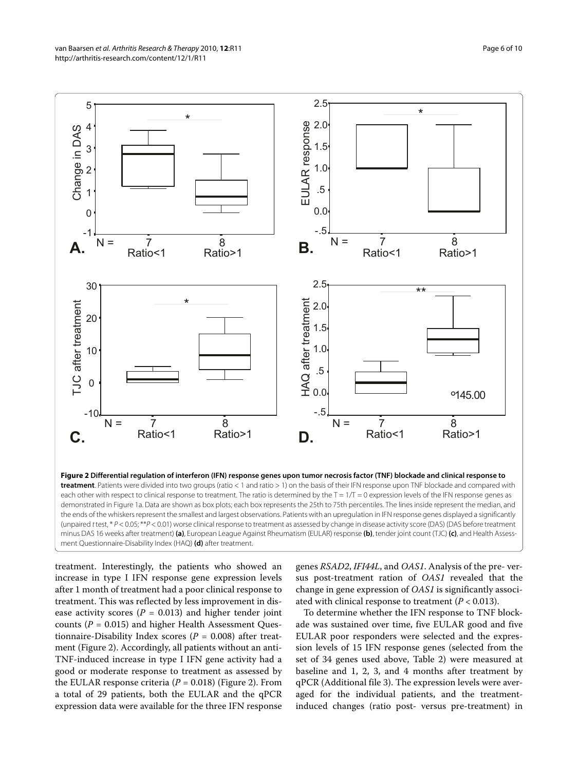**Figure 2 Differential regulation of interferon (IFN) response genes upon tumor necrosis factor (TNF) blockade and clinical response to treatment**. Patients were divided into two groups (ratio < 1 and ratio > 1) on the basis of their IFN response upon TNF blockade and compared with each other with respect to clinical response to treatment. The ratio is determined by the T = 1/T = 0 expression levels of the IFN response genes as demonstrated in Figure 1a. Data are shown as box plots; each box represents the 25th to 75th percentiles. The lines inside represent the median, and the ends of the whiskers represent the smallest and largest observations. Patients with an upregulation in IFN response genes displayed a significantly (unpaired *t* test, * $P < 0.05$; ** $P < 0.01$) worse clinical response to treatment as assessed by change in disease activity score (DAS) (DAS before treatment minus DAS 16 weeks after treatment) **(a)**, European League Against Rheumatism (EULAR) response **(b)**, tender joint count (TJC) **(c)**, and Health Assessment Questionnaire-Disability Index (HAQ) **(d)** after treatment.

treatment. Interestingly, the patients who showed an increase in type I IFN response gene expression levels after 1 month of treatment had a poor clinical response to treatment. This was reflected by less improvement in disease activity scores ($P = 0.013$) and higher tender joint counts ($P = 0.015$) and higher Health Assessment Questionnaire-Disability Index scores ($P = 0.008$) after treatment (Figure 2). Accordingly, all patients without an anti-TNF-induced increase in type I IFN gene activity had a good or moderate response to treatment as assessed by the EULAR response criteria ($P = 0.018$) (Figure 2). From a total of 29 patients, both the EULAR and the qPCR expression data were available for the three IFN response genes *RSAD2*, *IFI44L*, and *OAS1*. Analysis of the pre- versus post-treatment ration of *OAS1* revealed that the change in gene expression of *OAS1* is significantly associated with clinical response to treatment ($P < 0.013$).

To determine whether the IFN response to TNF blockade was sustained over time, five EULAR good and five EULAR poor responders were selected and the expression levels of 15 IFN response genes (selected from the set of 34 genes used above, Table 2) were measured at baseline and 1, 2, 3, and 4 months after treatment by qPCR (Additional file 3). The expression levels were averaged for the individual patients, and the treatment-induced changes (ratio post- versus pre-treatment) in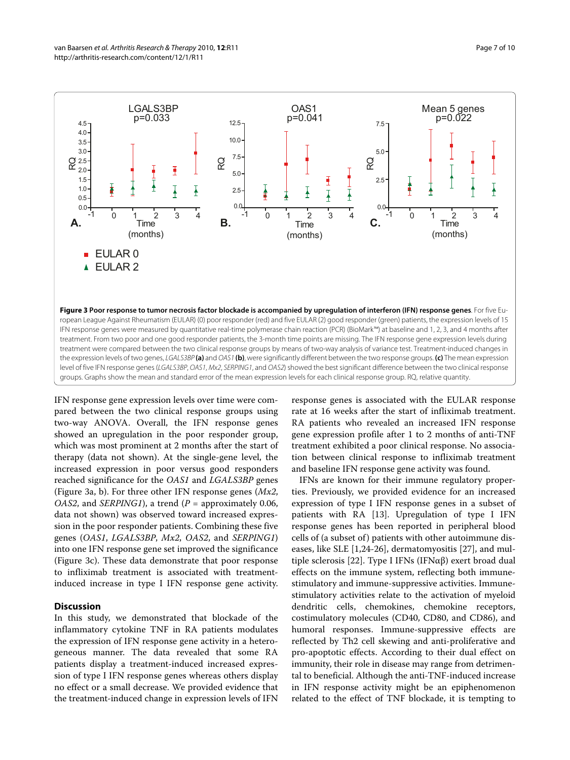**Figure 3 Poor response to tumor necrosis factor blockade is accompanied by upregulation of interferon (IFN) response genes**. For five European League Against Rheumatism (EULAR) (0) poor responder (red) and five EULAR (2) good responder (green) patients, the expression levels of 15 IFN response genes were measured by quantitative real-time polymerase chain reaction (PCR) (BioMark™) at baseline and 1, 2, 3, and 4 months after treatment. From two poor and one good responder patients, the 3-month time points are missing. The IFN response gene expression levels during treatment were compared between the two clinical response groups by means of two-way analysis of variance test. Treatment-induced changes in the expression levels of two genes, *LGALS3BP* **(a)** and *OAS1* **(b)**, were significantly different between the two response groups. **(c)** The mean expression level of five IFN response genes (*LGALS3BP*, *OAS1*, *Mx2*, *SERPING1*, and *OAS2*) showed the best significant difference between the two clinical response groups. Graphs show the mean and standard error of the mean expression levels for each clinical response group. RQ, relative quantity.

IFN response gene expression levels over time were compared between the two clinical response groups using two-way ANOVA. Overall, the IFN response genes showed an upregulation in the poor responder group, which was most prominent at 2 months after the start of therapy (data not shown). At the single-gene level, the increased expression in poor versus good responders reached significance for the *OAS1* and *LGALS3BP* genes (Figure 3a, b). For three other IFN response genes (*Mx2*, *OAS2*, and *SERPING1*), a trend ($P$ = approximately 0.06, data not shown) was observed toward increased expression in the poor responder patients. Combining these five genes (*OAS1*, *LGALS3BP*, *Mx2*, *OAS2*, and *SERPING1*) into one IFN response gene set improved the significance (Figure 3c). These data demonstrate that poor response to infliximab treatment is associated with treatment-induced increase in type I IFN response gene activity.

## Discussion

In this study, we demonstrated that blockade of the inflammatory cytokine TNF in RA patients modulates the expression of IFN response gene activity in a heterogeneous manner. The data revealed that some RA patients display a treatment-induced increased expression of type I IFN response genes whereas others display no effect or a small decrease. We provided evidence that the treatment-induced change in expression levels of IFN response genes is associated with the EULAR response rate at 16 weeks after the start of infliximab treatment. RA patients who revealed an increased IFN response gene expression profile after 1 to 2 months of anti-TNF treatment exhibited a poor clinical response. No association between clinical response to infliximab treatment and baseline IFN response gene activity was found.

IFNs are known for their immune regulatory properties. Previously, we provided evidence for an increased expression of type I IFN response genes in a subset of patients with RA [13]. Upregulation of type I IFN response genes has been reported in peripheral blood cells of (a subset of) patients with other autoimmune diseases, like SLE [1,24-26], dermatomyositis [27], and multiple sclerosis [22]. Type I IFNs (IFNαβ) exert broad dual effects on the immune system, reflecting both immune-stimulatory and immune-suppressive activities. Immune-stimulatory activities relate to the activation of myeloid dendritic cells, chemokines, chemokine receptors, costimulatory molecules (CD40, CD80, and CD86), and humoral responses. Immune-suppressive effects are reflected by Th2 cell skewing and anti-proliferative and pro-apoptotic effects. According to their dual effect on immunity, their role in disease may range from detrimental to beneficial. Although the anti-TNF-induced increase in IFN response activity might be an epiphenomenon related to the effect of TNF blockade, it is tempting to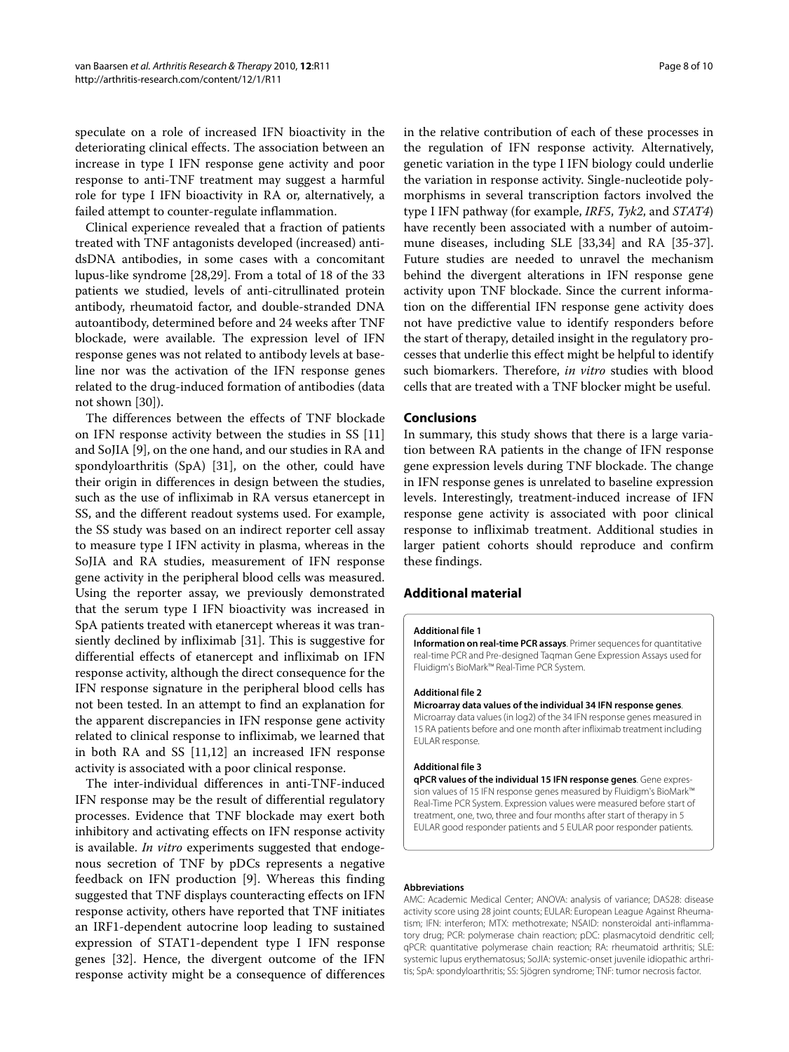speculate on a role of increased IFN bioactivity in the deteriorating clinical effects. The association between an increase in type I IFN response gene activity and poor response to anti-TNF treatment may suggest a harmful role for type I IFN bioactivity in RA or, alternatively, a failed attempt to counter-regulate inflammation.

Clinical experience revealed that a fraction of patients treated with TNF antagonists developed (increased) anti-dsDNA antibodies, in some cases with a concomitant lupus-like syndrome [28,29]. From a total of 18 of the 33 patients we studied, levels of anti-citrullinated protein antibody, rheumatoid factor, and double-stranded DNA autoantibody, determined before and 24 weeks after TNF blockade, were available. The expression level of IFN response genes was not related to antibody levels at baseline nor was the activation of the IFN response genes related to the drug-induced formation of antibodies (data not shown [30]).

The differences between the effects of TNF blockade on IFN response activity between the studies in SS [11] and SoJIA [9], on the one hand, and our studies in RA and spondyloarthritis (SpA) [31], on the other, could have their origin in differences in design between the studies, such as the use of infliximab in RA versus etanercept in SS, and the different readout systems used. For example, the SS study was based on an indirect reporter cell assay to measure type I IFN activity in plasma, whereas in the SoJIA and RA studies, measurement of IFN response gene activity in the peripheral blood cells was measured. Using the reporter assay, we previously demonstrated that the serum type I IFN bioactivity was increased in SpA patients treated with etanercept whereas it was transiently declined by infliximab [31]. This is suggestive for differential effects of etanercept and infliximab on IFN response activity, although the direct consequence for the IFN response signature in the peripheral blood cells has not been tested. In an attempt to find an explanation for the apparent discrepancies in IFN response gene activity related to clinical response to infliximab, we learned that in both RA and SS [11,12] an increased IFN response activity is associated with a poor clinical response.

The inter-individual differences in anti-TNF-induced IFN response may be the result of differential regulatory processes. Evidence that TNF blockade may exert both inhibitory and activating effects on IFN response activity is available. *In vitro* experiments suggested that endogenous secretion of TNF by pDCs represents a negative feedback on IFN production [9]. Whereas this finding suggested that TNF displays counteracting effects on IFN response activity, others have reported that TNF initiates an IRF1-dependent autocrine loop leading to sustained expression of STAT1-dependent type I IFN response genes [32]. Hence, the divergent outcome of the IFN response activity might be a consequence of differences in the relative contribution of each of these processes in the regulation of IFN response activity. Alternatively, genetic variation in the type I IFN biology could underlie the variation in response activity. Single-nucleotide polymorphisms in several transcription factors involved the type I IFN pathway (for example, *IRF5*, *Tyk2*, and *STAT4*) have recently been associated with a number of autoimmune diseases, including SLE [33,34] and RA [35-37]. Future studies are needed to unravel the mechanism behind the divergent alterations in IFN response gene activity upon TNF blockade. Since the current information on the differential IFN response gene activity does not have predictive value to identify responders before the start of therapy, detailed insight in the regulatory processes that underlie this effect might be helpful to identify such biomarkers. Therefore, *in vitro* studies with blood cells that are treated with a TNF blocker might be useful.

## Conclusions

In summary, this study shows that there is a large variation between RA patients in the change of IFN response gene expression levels during TNF blockade. The change in IFN response genes is unrelated to baseline expression levels. Interestingly, treatment-induced increase of IFN response gene activity is associated with poor clinical response to infliximab treatment. Additional studies in larger patient cohorts should reproduce and confirm these findings.

## Additional material

**Additional file 1**
**Information on real-time PCR assays**. Primer sequences for quantitative real-time PCR and Pre-designed Taqman Gene Expression Assays used for Fluidigm's BioMark™ Real-Time PCR System.

**Additional file 2**
**Microarray data values of the individual 34 IFN response genes**. Microarray data values (in log2) of the 34 IFN response genes measured in 15 RA patients before and one month after infliximab treatment including EULAR response.

**Additional file 3**
**qPCR values of the individual 15 IFN response genes**. Gene expression values of 15 IFN response genes measured by Fluidigm's BioMark™ Real-Time PCR System. Expression values were measured before start of treatment, one, two, three and four months after start of therapy in 5 EULAR good responder patients and 5 EULAR poor responder patients.

#### Abbreviations

AMC: Academic Medical Center; ANOVA: analysis of variance; DAS28: disease activity score using 28 joint counts; EULAR: European League Against Rheumatism; IFN: interferon; MTX: methotrexate; NSAID: nonsteroidal anti-inflammatory drug; PCR: polymerase chain reaction; pDC: plasmacytoid dendritic cell; qPCR: quantitative polymerase chain reaction; RA: rheumatoid arthritis; SLE: systemic lupus erythematosus; SoJIA: systemic-onset juvenile idiopathic arthritis; SpA: spondyloarthritis; SS: Sjögren syndrome; TNF: tumor necrosis factor.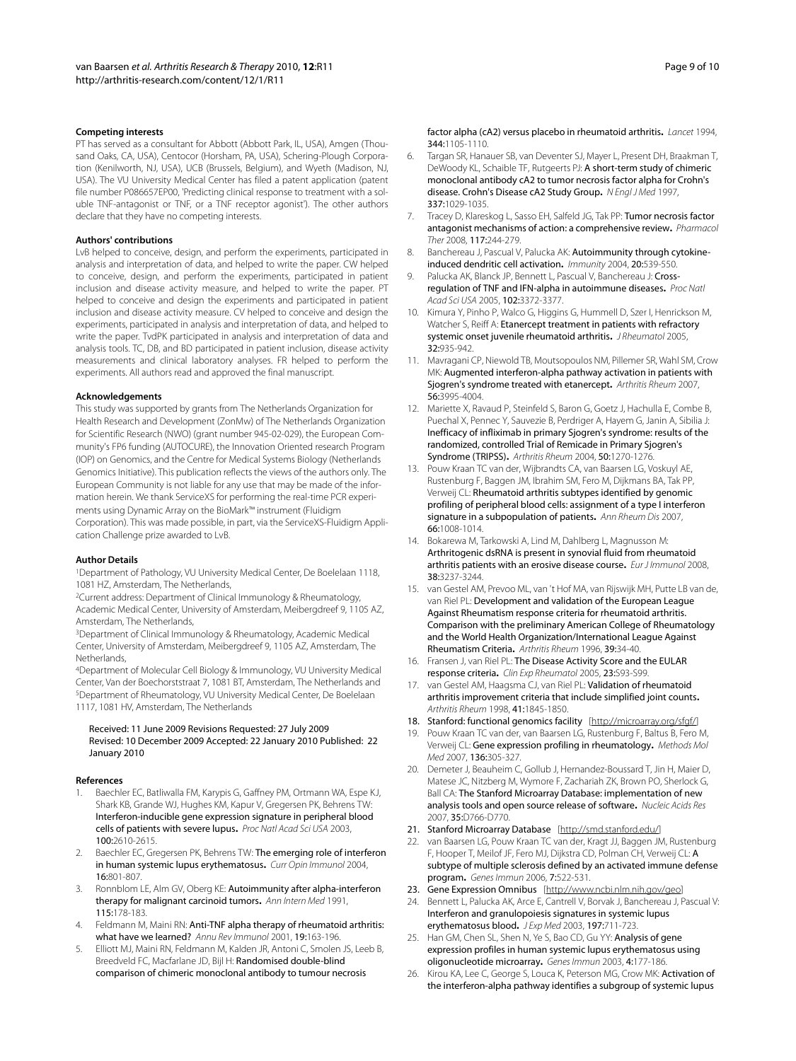### Competing interests

PT has served as a consultant for Abbott (Abbott Park, IL, USA), Amgen (Thousand Oaks, CA, USA), Centocor (Horsham, PA, USA), Schering-Plough Corporation (Kenilworth, NJ, USA), UCB (Brussels, Belgium), and Wyeth (Madison, NJ, USA). The VU University Medical Center has filed a patent application (patent file number P086657EP00, 'Predicting clinical response to treatment with a soluble TNF-antagonist or TNF, or a TNF receptor agonist'). The other authors declare that they have no competing interests.

### Authors' contributions

LvB helped to conceive, design, and perform the experiments, participated in analysis and interpretation of data, and helped to write the paper. CW helped to conceive, design, and perform the experiments, participated in patient inclusion and disease activity measure, and helped to write the paper. PT helped to conceive and design the experiments and participated in patient inclusion and disease activity measure. CV helped to conceive and design the experiments, participated in analysis and interpretation of data, and helped to write the paper. TvdPK participated in analysis and interpretation of data and analysis tools. TC, DB, and BD participated in patient inclusion, disease activity measurements and clinical laboratory analyses. FR helped to perform the experiments. All authors read and approved the final manuscript.

### Acknowledgements

This study was supported by grants from The Netherlands Organization for Health Research and Development (ZonMw) of The Netherlands Organization for Scientific Research (NWO) (grant number 945-02-029), the European Community's FP6 funding (AUTOCURE), the Innovation Oriented research Program (IOP) on Genomics, and the Centre for Medical Systems Biology (Netherlands Genomics Initiative). This publication reflects the views of the authors only. The European Community is not liable for any use that may be made of the information herein. We thank ServiceXS for performing the real-time PCR experiments using Dynamic Array on the BioMark™ instrument (Fluidigm Corporation). This was made possible, in part, via the ServiceXS-Fluidigm Application Challenge prize awarded to LvB.

### Author Details

[1]Department of Pathology, VU University Medical Center, De Boelelaan 1118, 1081 HZ, Amsterdam, The Netherlands,
[2]Current address: Department of Clinical Immunology & Rheumatology, Academic Medical Center, University of Amsterdam, Meibergdreef 9, 1105 AZ, Amsterdam, The Netherlands,
[3]Department of Clinical Immunology & Rheumatology, Academic Medical Center, University of Amsterdam, Meibergdreef 9, 1105 AZ, Amsterdam, The Netherlands,
[4]Department of Molecular Cell Biology & Immunology, VU University Medical Center, Van der Boechorststraat 7, 1081 BT, Amsterdam, The Netherlands and [5]Department of Rheumatology, VU University Medical Center, De Boelelaan 1117, 1081 HV, Amsterdam, The Netherlands

Received: 11 June 2009 Revisions Requested: 27 July 2009
Revised: 10 December 2009 Accepted: 22 January 2010 Published: 22 January 2010

### References

1. Baechler EC, Batliwalla FM, Karypis G, Gaffney PM, Ortmann WA, Espe KJ, Shark KB, Grande WJ, Hughes KM, Kapur V, Gregersen PK, Behrens TW: **Interferon-inducible gene expression signature in peripheral blood cells of patients with severe lupus.** *Proc Natl Acad Sci USA* 2003, **100:**2610-2615.
2. Baechler EC, Gregersen PK, Behrens TW: **The emerging role of interferon in human systemic lupus erythematosus.** *Curr Opin Immunol* 2004, **16:**801-807.
3. Ronnblom LE, Alm GV, Oberg KE: **Autoimmunity after alpha-interferon therapy for malignant carcinoid tumors.** *Ann Intern Med* 1991, **115:**178-183.
4. Feldmann M, Maini RN: **Anti-TNF alpha therapy of rheumatoid arthritis: what have we learned?** *Annu Rev Immunol* 2001, **19:**163-196.
5. Elliott MJ, Maini RN, Feldmann M, Kalden JR, Antoni C, Smolen JS, Leeb B, Breedveld FC, Macfarlane JD, Bijl H: **Randomised double-blind comparison of chimeric monoclonal antibody to tumour necrosis factor alpha (cA2) versus placebo in rheumatoid arthritis.** *Lancet* 1994, **344:**1105-1110.
6. Targan SR, Hanauer SB, van Deventer SJ, Mayer L, Present DH, Braakman T, DeWoody KL, Schaible TF, Rutgeerts PJ: **A short-term study of chimeric monoclonal antibody cA2 to tumor necrosis factor alpha for Crohn's disease. Crohn's Disease cA2 Study Group.** *N Engl J Med* 1997, **337:**1029-1035.
7. Tracey D, Klareskog L, Sasso EH, Salfeld JG, Tak PP: **Tumor necrosis factor antagonist mechanisms of action: a comprehensive review.** *Pharmacol Ther* 2008, **117:**244-279.
8. Banchereau J, Pascual V, Palucka AK: **Autoimmunity through cytokine-induced dendritic cell activation.** *Immunity* 2004, **20:**539-550.
9. Palucka AK, Blanck JP, Bennett L, Pascual V, Banchereau J: **Cross-regulation of TNF and IFN-alpha in autoimmune diseases.** *Proc Natl Acad Sci USA* 2005, **102:**3372-3377.
10. Kimura Y, Pinho P, Walco G, Higgins G, Hummell D, Szer I, Henrickson M, Watcher S, Reiff A: **Etanercept treatment in patients with refractory systemic onset juvenile rheumatoid arthritis.** *J Rheumatol* 2005, **32:**935-942.
11. Mavragani CP, Niewold TB, Moutsopoulos NM, Pillemer SR, Wahl SM, Crow MK: **Augmented interferon-alpha pathway activation in patients with Sjogren's syndrome treated with etanercept.** *Arthritis Rheum* 2007, **56:**3995-4004.
12. Mariette X, Ravaud P, Steinfeld S, Baron G, Goetz J, Hachulla E, Combe B, Puechal X, Pennec Y, Sauvezie B, Perdriger A, Hayem G, Janin A, Sibilia J: **Inefficacy of infliximab in primary Sjogren's syndrome: results of the randomized, controlled Trial of Remicade in Primary Sjogren's Syndrome (TRIPSS).** *Arthritis Rheum* 2004, **50:**1270-1276.
13. Pouw Kraan TC van der, Wijbrandts CA, van Baarsen LG, Voskuyl AE, Rustenburg F, Baggen JM, Ibrahim SM, Fero M, Dijkmans BA, Tak PP, Verweij CL: **Rheumatoid arthritis subtypes identified by genomic profiling of peripheral blood cells: assignment of a type I interferon signature in a subpopulation of patients.** *Ann Rheum Dis* 2007, **66:**1008-1014.
14. Bokarewa M, Tarkowski A, Lind M, Dahlberg L, Magnusson M: **Arthritogenic dsRNA is present in synovial fluid from rheumatoid arthritis patients with an erosive disease course.** *Eur J Immunol* 2008, **38:**3237-3244.
15. van Gestel AM, Prevoo ML, van 't Hof MA, van Rijswijk MH, Putte LB van de, van Riel PL: **Development and validation of the European League Against Rheumatism response criteria for rheumatoid arthritis. Comparison with the preliminary American College of Rheumatology and the World Health Organization/International League Against Rheumatism Criteria.** *Arthritis Rheum* 1996, **39:**34-40.
16. Fransen J, van Riel PL: **The Disease Activity Score and the EULAR response criteria.** *Clin Exp Rheumatol* 2005, **23:**S93-S99.
17. van Gestel AM, Haagsma CJ, van Riel PL: **Validation of rheumatoid arthritis improvement criteria that include simplified joint counts.** *Arthritis Rheum* 1998, **41:**1845-1850.
18. **Stanford: functional genomics facility** [http://microarray.org/sfgf/]
19. Pouw Kraan TC van der, van Baarsen LG, Rustenburg F, Baltus B, Fero M, Verweij CL: **Gene expression profiling in rheumatology.** *Methods Mol Med* 2007, **136:**305-327.
20. Demeter J, Beauheim C, Gollub J, Hernandez-Boussard T, Jin H, Maier D, Matese JC, Nitzberg M, Wymore F, Zachariah ZK, Brown PO, Sherlock G, Ball CA: **The Stanford Microarray Database: implementation of new analysis tools and open source release of software.** *Nucleic Acids Res* 2007, **35:**D766-D770.
21. **Stanford Microarray Database** [http://smd.stanford.edu/]
22. van Baarsen LG, Pouw Kraan TC van der, Kragt JJ, Baggen JM, Rustenburg F, Hooper T, Meilof JF, Fero MJ, Dijkstra CD, Polman CH, Verweij CL: **A subtype of multiple sclerosis defined by an activated immune defense program.** *Genes Immun* 2006, **7:**522-531.
23. **Gene Expression Omnibus** [http://www.ncbi.nlm.nih.gov/geo]
24. Bennett L, Palucka AK, Arce E, Cantrell V, Borvak J, Banchereau J, Pascual V: **Interferon and granulopoiesis signatures in systemic lupus erythematosus blood.** *J Exp Med* 2003, **197:**711-723.
25. Han GM, Chen SL, Shen N, Ye S, Bao CD, Gu YY: **Analysis of gene expression profiles in human systemic lupus erythematosus using oligonucleotide microarray.** *Genes Immun* 2003, **4:**177-186.
26. Kirou KA, Lee C, George S, Louca K, Peterson MG, Crow MK: **Activation of the interferon-alpha pathway identifies a subgroup of systemic lupus**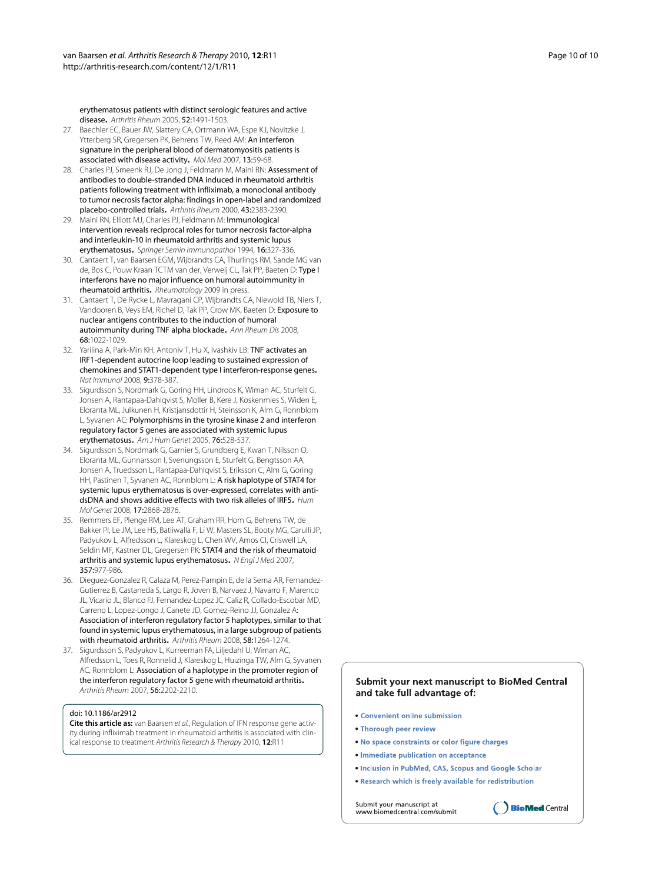erythematosus patients with distinct serologic features and active disease. *Arthritis Rheum* 2005, **52:**1491-1503.

27. Baechler EC, Bauer JW, Slattery CA, Ortmann WA, Espe KJ, Novitzke J, Ytterberg SR, Gregersen PK, Behrens TW, Reed AM: An interferon signature in the peripheral blood of dermatomyositis patients is associated with disease activity. *Mol Med* 2007, **13:**59-68.
28. Charles PJ, Smeenk RJ, De Jong J, Feldmann M, Maini RN: Assessment of antibodies to double-stranded DNA induced in rheumatoid arthritis patients following treatment with infliximab, a monoclonal antibody to tumor necrosis factor alpha: findings in open-label and randomized placebo-controlled trials. *Arthritis Rheum* 2000, **43:**2383-2390.
29. Maini RN, Elliott MJ, Charles PJ, Feldmann M: Immunological intervention reveals reciprocal roles for tumor necrosis factor-alpha and interleukin-10 in rheumatoid arthritis and systemic lupus erythematosus. *Springer Semin Immunopathol* 1994, **16:**327-336.
30. Cantaert T, van Baarsen EGM, Wijbrandts CA, Thurlings RM, Sande MG van de, Bos C, Pouw Kraan TCTM van der, Verweij CL, Tak PP, Baeten D: Type I interferons have no major influence on humoral autoimmunity in rheumatoid arthritis. *Rheumatology* 2009 in press.
31. Cantaert T, De Rycke L, Mavragani CP, Wijbrandts CA, Niewold TB, Niers T, Vandooren B, Veys EM, Richel D, Tak PP, Crow MK, Baeten D: Exposure to nuclear antigens contributes to the induction of humoral autoimmunity during TNF alpha blockade. *Ann Rheum Dis* 2008, **68:**1022-1029.
32. Yarilina A, Park-Min KH, Antoniv T, Hu X, Ivashkiv LB: TNF activates an IRF1-dependent autocrine loop leading to sustained expression of chemokines and STAT1-dependent type I interferon-response genes. *Nat Immunol* 2008, **9:**378-387.
33. Sigurdsson S, Nordmark G, Goring HH, Lindroos K, Wiman AC, Sturfelt G, Jonsen A, Rantapaa-Dahlqvist S, Moller B, Kere J, Koskenmies S, Widen E, Eloranta ML, Julkunen H, Kristjansdottir H, Steinsson K, Alm G, Ronnblom L, Syvanen AC: Polymorphisms in the tyrosine kinase 2 and interferon regulatory factor 5 genes are associated with systemic lupus erythematosus. *Am J Hum Genet* 2005, **76:**528-537.
34. Sigurdsson S, Nordmark G, Garnier S, Grundberg E, Kwan T, Nilsson O, Eloranta ML, Gunnarsson I, Svenungsson E, Sturfelt G, Bengtsson AA, Jonsen A, Truedsson L, Rantapaa-Dahlqvist S, Eriksson C, Alm G, Goring HH, Pastinen T, Syvanen AC, Ronnblom L: A risk haplotype of STAT4 for systemic lupus erythematosus is over-expressed, correlates with anti-dsDNA and shows additive effects with two risk alleles of IRF5. *Hum Mol Genet* 2008, **17:**2868-2876.
35. Remmers EF, Plenge RM, Lee AT, Graham RR, Hom G, Behrens TW, de Bakker PI, Le JM, Lee HS, Batliwalla F, Li W, Masters SL, Booty MG, Carulli JP, Padyukov L, Alfredsson L, Klareskog L, Chen WV, Amos CI, Criswell LA, Seldin MF, Kastner DL, Gregersen PK: STAT4 and the risk of rheumatoid arthritis and systemic lupus erythematosus. *N Engl J Med* 2007, **357:**977-986.
36. Dieguez-Gonzalez R, Calaza M, Perez-Pampin E, de la Serna AR, Fernandez-Gutierrez B, Castaneda S, Largo R, Joven B, Narvaez J, Navarro F, Marenco JL, Vicario JL, Blanco FJ, Fernandez-Lopez JC, Caliz R, Collado-Escobar MD, Carreno L, Lopez-Longo J, Canete JD, Gomez-Reino JJ, Gonzalez A: Association of interferon regulatory factor 5 haplotypes, similar to that found in systemic lupus erythematosus, in a large subgroup of patients with rheumatoid arthritis. *Arthritis Rheum* 2008, **58:**1264-1274.
37. Sigurdsson S, Padyukov L, Kurreeman FA, Liljedahl U, Wiman AC, Alfredsson L, Toes R, Ronnelid J, Klareskog L, Huizinga TW, Alm G, Syvanen AC, Ronnblom L: Association of a haplotype in the promoter region of the interferon regulatory factor 5 gene with rheumatoid arthritis. *Arthritis Rheum* 2007, **56:**2202-2210.

doi: 10.1186/ar2912

**Cite this article as:** van Baarsen *et al.*, Regulation of IFN response gene activity during infliximab treatment in rheumatoid arthritis is associated with clinical response to treatment *Arthritis Research & Therapy* 2010, **12**:R11

**Submit your next manuscript to BioMed Central and take full advantage of:**

- **Convenient online submission**
- **Thorough peer review**
- **No space constraints or color figure charges**
- **Immediate publication on acceptance**
- **Inclusion in PubMed, CAS, Scopus and Google Scholar**
- **Research which is freely available for redistribution**

Submit your manuscript at www.biomedcentral.com/submit

BioMed Central